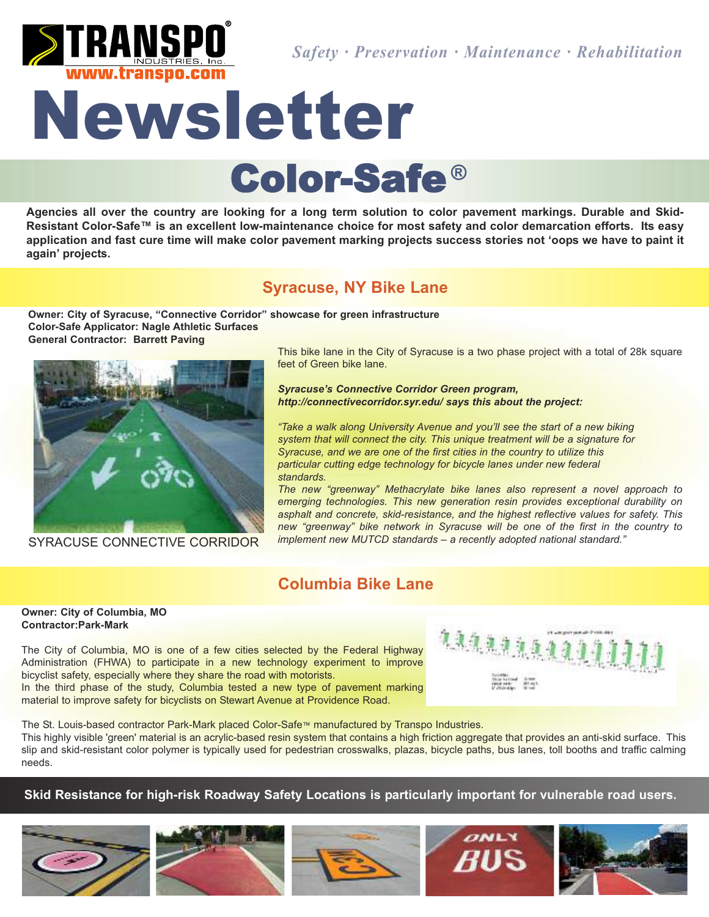TRANSPO® INDUSTRIES, Inc.
www.transpo.com

*Safety · Preservation · Maintenance · Rehabilitation*

# Newsletter

## Color-Safe®

**Agencies all over the country are looking for a long term solution to color pavement markings. Durable and Skid-Resistant Color-Safe™ is an excellent low-maintenance choice for most safety and color demarcation efforts. Its easy application and fast cure time will make color pavement marking projects success stories not 'oops we have to paint it again' projects.**

## Syracuse, NY Bike Lane

**Owner: City of Syracuse, "Connective Corridor" showcase for green infrastructure**
**Color-Safe Applicator: Nagle Athletic Surfaces**
**General Contractor: Barrett Paving**

SYRACUSE CONNECTIVE CORRIDOR

This bike lane in the City of Syracuse is a two phase project with a total of 28k square feet of Green bike lane.

***Syracuse's Connective Corridor Green program, http://connectivecorridor.syr.edu/ says this about the project:***

*"Take a walk along University Avenue and you'll see the start of a new biking system that will connect the city. This unique treatment will be a signature for Syracuse, and we are one of the first cities in the country to utilize this particular cutting edge technology for bicycle lanes under new federal standards.*
*The new "greenway" Methacrylate bike lanes also represent a novel approach to emerging technologies. This new generation resin provides exceptional durability on asphalt and concrete, skid-resistance, and the highest reflective values for safety. This new "greenway" bike network in Syracuse will be one of the first in the country to implement new MUTCD standards – a recently adopted national standard."*

## Columbia Bike Lane

**Owner: City of Columbia, MO**
**Contractor:Park-Mark**

The City of Columbia, MO is one of a few cities selected by the Federal Highway Administration (FHWA) to participate in a new technology experiment to improve bicyclist safety, especially where they share the road with motorists.
In the third phase of the study, Columbia tested a new type of pavement marking material to improve safety for bicyclists on Stewart Avenue at Providence Road.

The St. Louis-based contractor Park-Mark placed Color-Safe™ manufactured by Transpo Industries.
This highly visible 'green' material is an acrylic-based resin system that contains a high friction aggregate that provides an anti-skid surface. This slip and skid-resistant color polymer is typically used for pedestrian crosswalks, plazas, bicycle paths, bus lanes, toll booths and traffic calming needs.

**Skid Resistance for high-risk Roadway Safety Locations is particularly important for vulnerable road users.**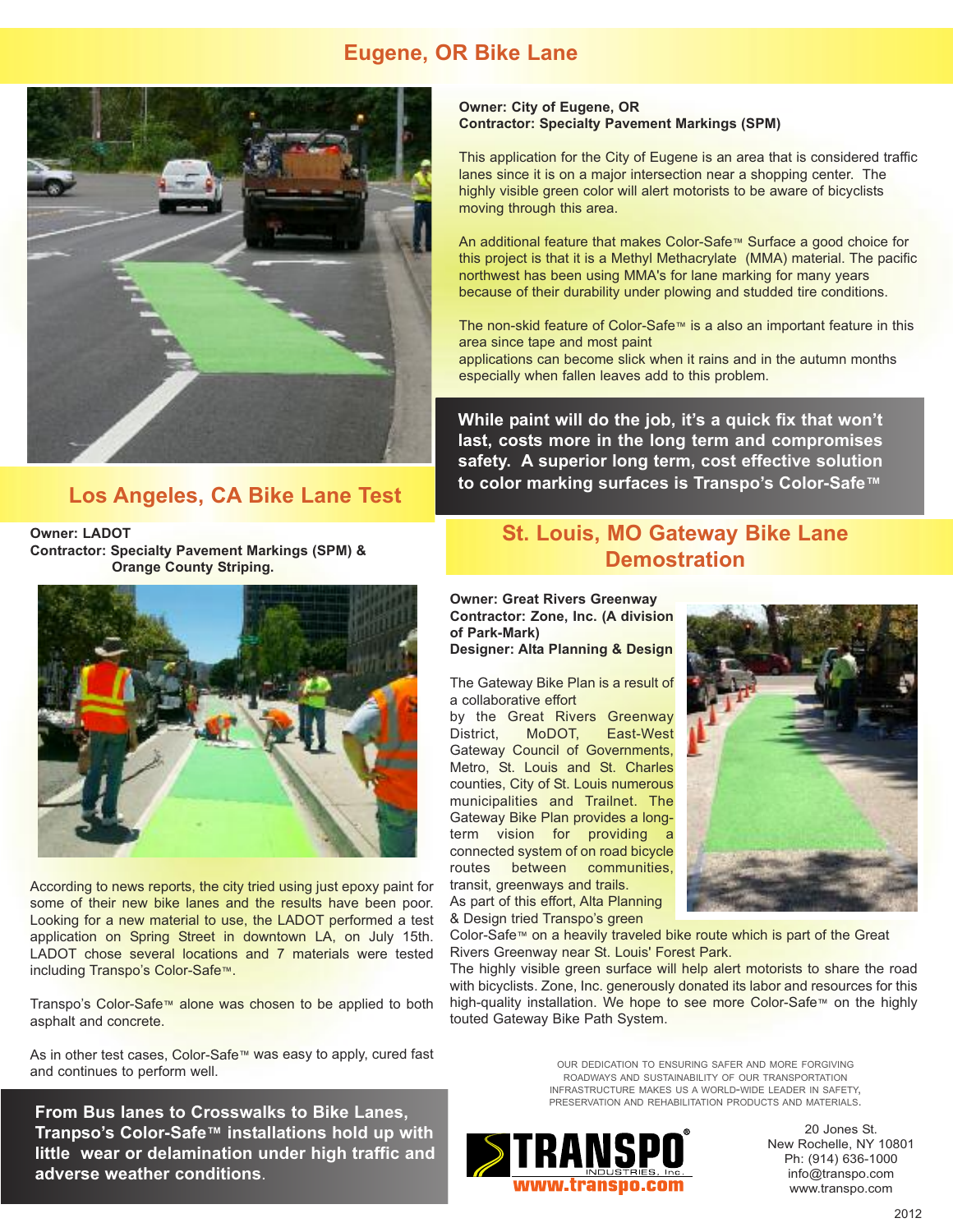## Eugene, OR Bike Lane

**Owner: City of Eugene, OR**
**Contractor: Specialty Pavement Markings (SPM)**

This application for the City of Eugene is an area that is considered traffic lanes since it is on a major intersection near a shopping center. The highly visible green color will alert motorists to be aware of bicyclists moving through this area.

An additional feature that makes Color-Safe™ Surface a good choice for this project is that it is a Methyl Methacrylate (MMA) material. The pacific northwest has been using MMA's for lane marking for many years because of their durability under plowing and studded tire conditions.

The non-skid feature of Color-Safe™ is a also an important feature in this area since tape and most paint applications can become slick when it rains and in the autumn months especially when fallen leaves add to this problem.

**While paint will do the job, it's a quick fix that won't last, costs more in the long term and compromises safety. A superior long term, cost effective solution to color marking surfaces is Transpo's Color-Safe™**

## Los Angeles, CA Bike Lane Test

**Owner: LADOT**
**Contractor: Specialty Pavement Markings (SPM) & Orange County Striping.**

According to news reports, the city tried using just epoxy paint for some of their new bike lanes and the results have been poor. Looking for a new material to use, the LADOT performed a test application on Spring Street in downtown LA, on July 15th. LADOT chose several locations and 7 materials were tested including Transpo's Color-Safe™.

Transpo's Color-Safe™ alone was chosen to be applied to both asphalt and concrete.

As in other test cases, Color-Safe™ was easy to apply, cured fast and continues to perform well.

**From Bus lanes to Crosswalks to Bike Lanes, Tranpso's Color-Safe™ installations hold up with little wear or delamination under high traffic and adverse weather conditions.**

## St. Louis, MO Gateway Bike Lane Demostration

**Owner: Great Rivers Greenway**
**Contractor: Zone, Inc. (A division of Park-Mark)**
**Designer: Alta Planning & Design**

The Gateway Bike Plan is a result of a collaborative effort by the Great Rivers Greenway District, MoDOT, East-West Gateway Council of Governments, Metro, St. Louis and St. Charles counties, City of St. Louis numerous municipalities and Trailnet. The Gateway Bike Plan provides a long-term vision for providing a connected system of on road bicycle routes between communities, transit, greenways and trails.
As part of this effort, Alta Planning & Design tried Transpo's green Color-Safe™ on a heavily traveled bike route which is part of the Great Rivers Greenway near St. Louis' Forest Park.
The highly visible green surface will help alert motorists to share the road with bicyclists. Zone, Inc. generously donated its labor and resources for this high-quality installation. We hope to see more Color-Safe™ on the highly touted Gateway Bike Path System.

OUR DEDICATION TO ENSURING SAFER AND MORE FORGIVING ROADWAYS AND SUSTAINABILITY OF OUR TRANSPORTATION INFRASTRUCTURE MAKES US A WORLD-WIDE LEADER IN SAFETY, PRESERVATION AND REHABILITATION PRODUCTS AND MATERIALS.

TRANSPO® INDUSTRIES, Inc.
www.transpo.com

20 Jones St.
New Rochelle, NY 10801
Ph: (914) 636-1000
info@transpo.com
www.transpo.com

2012